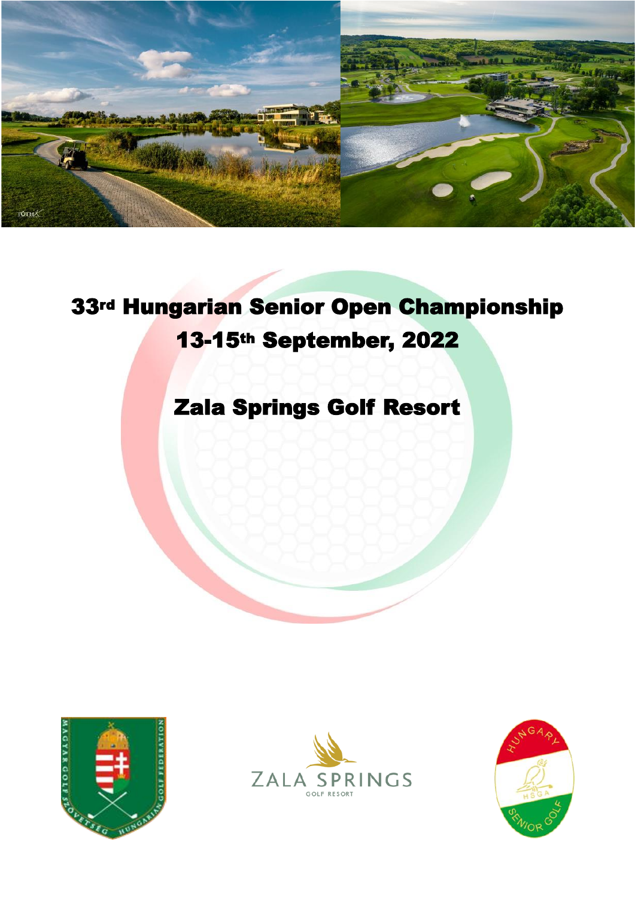# 33rd Hungarian Senior Open Championship

## 13-15th September, 2022

## Zala Springs Golf Resort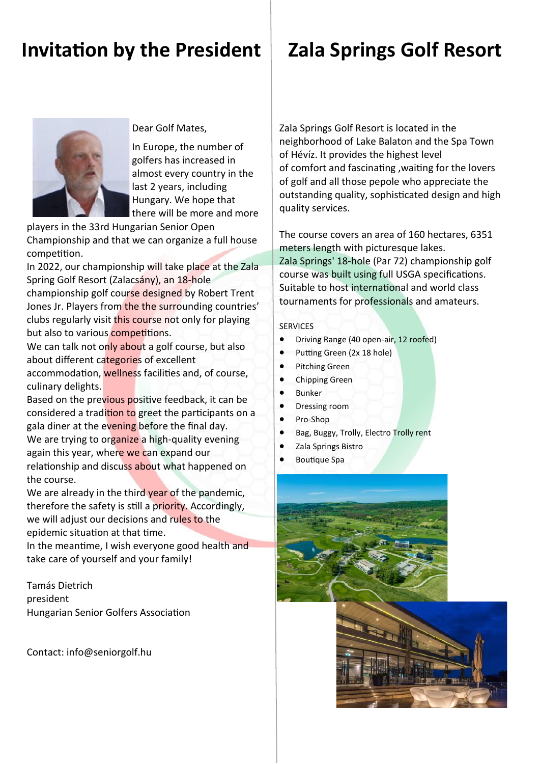# Invitation by the President

Dear Golf Mates,

In Europe, the number of golfers has increased in almost every country in the last 2 years, including Hungary. We hope that there will be more and more players in the 33rd Hungarian Senior Open Championship and that we can organize a full house competition.

In 2022, our championship will take place at the Zala Spring Golf Resort (Zalacsány), an 18-hole championship golf course designed by Robert Trent Jones Jr. Players from the the surrounding countries' clubs regularly visit this course not only for playing but also to various competitions.

We can talk not only about a golf course, but also about different categories of excellent accommodation, wellness facilities and, of course, culinary delights.

Based on the previous positive feedback, it can be considered a tradition to greet the participants on a gala diner at the evening before the final day.

We are trying to organize a high-quality evening again this year, where we can expand our relationship and discuss about what happened on the course.

We are already in the third year of the pandemic, therefore the safety is still a priority. Accordingly, we will adjust our decisions and rules to the epidemic situation at that time.

In the meantime, I wish everyone good health and take care of yourself and your family!

Tamás Dietrich
president
Hungarian Senior Golfers Association

Contact: info@seniorgolf.hu

# Zala Springs Golf Resort

Zala Springs Golf Resort is located in the neighborhood of Lake Balaton and the Spa Town of Hévíz. It provides the highest level of comfort and fascinating ,waiting for the lovers of golf and all those pepole who appreciate the outstanding quality, sophisticated design and high quality services.

The course covers an area of 160 hectares, 6351 meters length with picturesque lakes.
Zala Springs' 18-hole (Par 72) championship golf course was built using full USGA specifications. Suitable to host international and world class tournaments for professionals and amateurs.

SERVICES

- Driving Range (40 open-air, 12 roofed)
- Putting Green (2x 18 hole)
- Pitching Green
- Chipping Green
- Bunker
- Dressing room
- Pro-Shop
- Bag, Buggy, Trolly, Electro Trolly rent
- Zala Springs Bistro
- Boutique Spa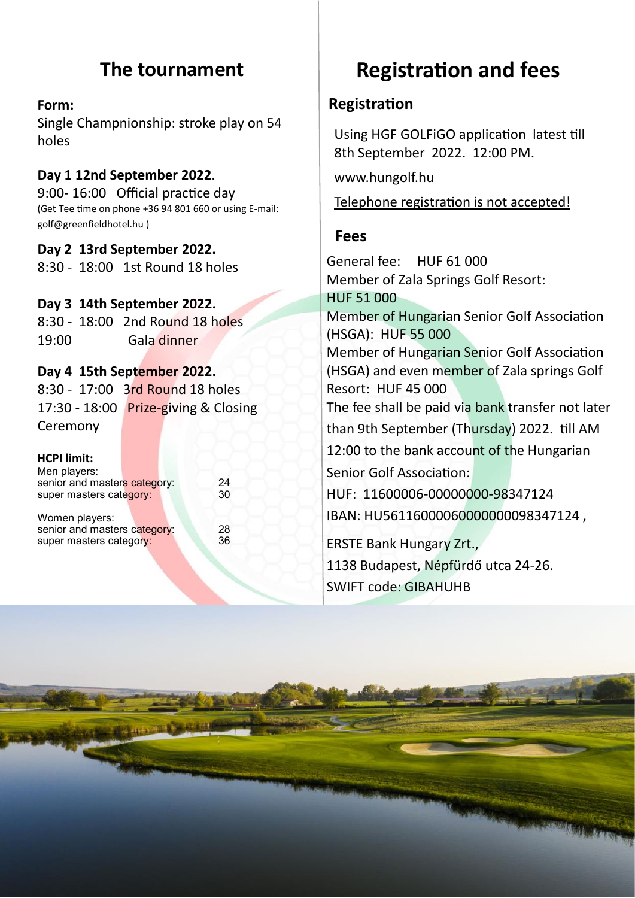# The tournament

**Form:**

Single Champnionship: stroke play on 54 holes

**Day 1 12nd September 2022.**

9:00- 16:00 Official practice day

(Get Tee time on phone +36 94 801 660 or using E-mail: golf@greenfieldhotel.hu )

**Day 2 13rd September 2022.**

8:30 - 18:00 1st Round 18 holes

**Day 3 14th September 2022.**

8:30 - 18:00 2nd Round 18 holes

19:00 Gala dinner

**Day 4 15th September 2022.**

8:30 - 17:00 3rd Round 18 holes

17:30 - 18:00 Prize-giving & Closing Ceremony

**HCPI limit:**

| Men players: | |
|---|---|
| senior and masters category: | 24 |
| super masters category: | 30 |

| Women players: | |
|---|---|
| senior and masters category: | 28 |
| super masters category: | 36 |

# Registration and fees

## Registration

Using HGF GOLFiGO application latest till 8th September 2022. 12:00 PM.

www.hungolf.hu

Telephone registration is not accepted!

## Fees

General fee: HUF 61 000

Member of Zala Springs Golf Resort: HUF 51 000

Member of Hungarian Senior Golf Association (HSGA): HUF 55 000

Member of Hungarian Senior Golf Association (HSGA) and even member of Zala springs Golf Resort: HUF 45 000

The fee shall be paid via bank transfer not later than 9th September (Thursday) 2022. till AM 12:00 to the bank account of the Hungarian Senior Golf Association:

HUF: 11600006-00000000-98347124

IBAN: HU56116000060000000098347124 ,

ERSTE Bank Hungary Zrt.,

1138 Budapest, Népfürdő utca 24-26.

SWIFT code: GIBAHUHB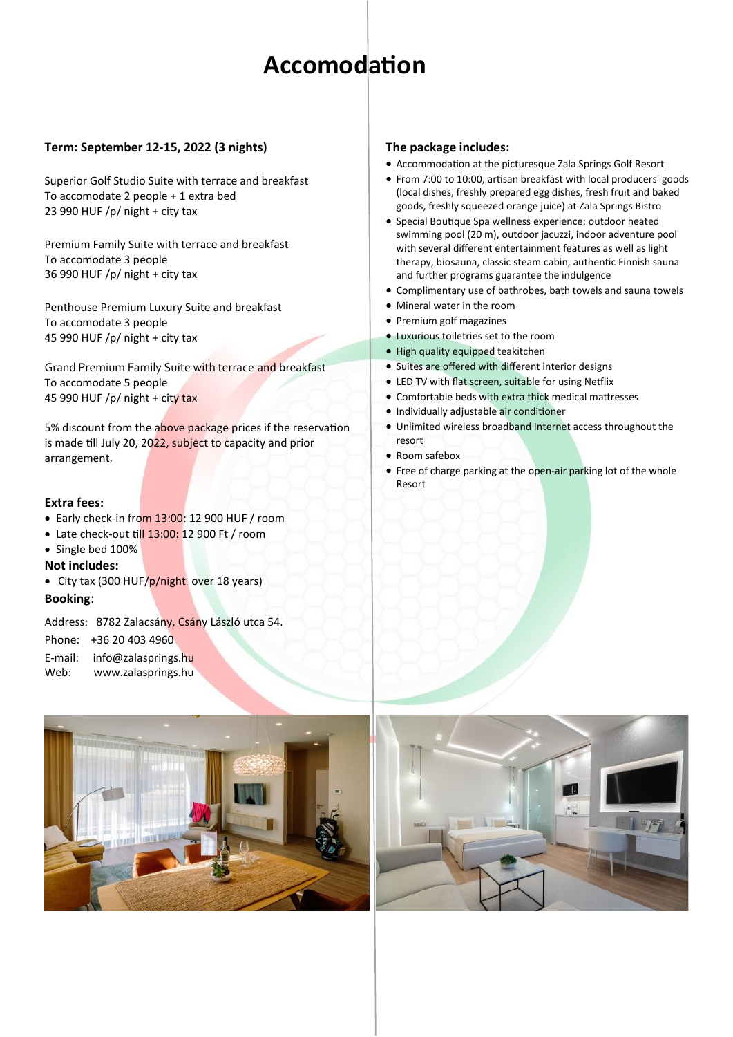# Accomodation

### Term: September 12-15, 2022 (3 nights)

Superior Golf Studio Suite with terrace and breakfast
To accomodate 2 people + 1 extra bed
23 990 HUF /p/ night + city tax

Premium Family Suite with terrace and breakfast
To accomodate 3 people
36 990 HUF /p/ night + city tax

Penthouse Premium Luxury Suite and breakfast
To accomodate 3 people
45 990 HUF /p/ night + city tax

Grand Premium Family Suite with terrace and breakfast
To accomodate 5 people
45 990 HUF /p/ night + city tax

5% discount from the above package prices if the reservation is made till July 20, 2022, subject to capacity and prior arrangement.

**Extra fees:**

- Early check-in from 13:00: 12 900 HUF / room
- Late check-out till 13:00: 12 900 Ft / room
- Single bed 100%

**Not includes:**

- City tax (300 HUF/p/night over 18 years)

**Booking**:

Address: 8782 Zalacsány, Csány László utca 54.
Phone: +36 20 403 4960
E-mail: info@zalasprings.hu
Web: www.zalasprings.hu

**The package includes:**

- Accommodation at the picturesque Zala Springs Golf Resort
- From 7:00 to 10:00, artisan breakfast with local producers' goods (local dishes, freshly prepared egg dishes, fresh fruit and baked goods, freshly squeezed orange juice) at Zala Springs Bistro
- Special Boutique Spa wellness experience: outdoor heated swimming pool (20 m), outdoor jacuzzi, indoor adventure pool with several different entertainment features as well as light therapy, biosauna, classic steam cabin, authentic Finnish sauna and further programs guarantee the indulgence
- Complimentary use of bathrobes, bath towels and sauna towels
- Mineral water in the room
- Premium golf magazines
- Luxurious toiletries set to the room
- High quality equipped teakitchen
- Suites are offered with different interior designs
- LED TV with flat screen, suitable for using Netflix
- Comfortable beds with extra thick medical mattresses
- Individually adjustable air conditioner
- Unlimited wireless broadband Internet access throughout the resort
- Room safebox
- Free of charge parking at the open-air parking lot of the whole Resort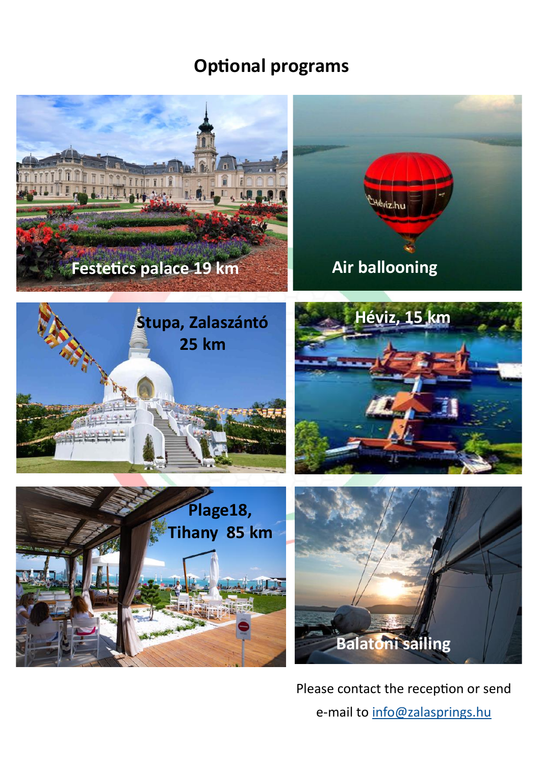# Optional programs

Festetics palace 19 km

Air ballooning

Stupa, Zalaszántó 25 km

Hévíz, 15 km

Plage18, Tihany 85 km

Balatoni sailing

Please contact the reception or send e-mail to info@zalasprings.hu